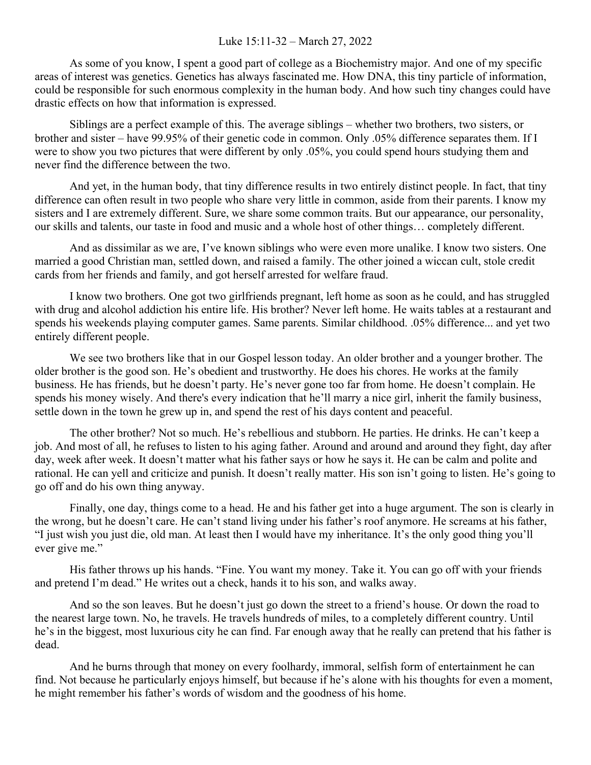Luke 15:11-32 – March 27, 2022

As some of you know, I spent a good part of college as a Biochemistry major. And one of my specific areas of interest was genetics. Genetics has always fascinated me. How DNA, this tiny particle of information, could be responsible for such enormous complexity in the human body. And how such tiny changes could have drastic effects on how that information is expressed.

Siblings are a perfect example of this. The average siblings – whether two brothers, two sisters, or brother and sister – have 99.95% of their genetic code in common. Only .05% difference separates them. If I were to show you two pictures that were different by only .05%, you could spend hours studying them and never find the difference between the two.

And yet, in the human body, that tiny difference results in two entirely distinct people. In fact, that tiny difference can often result in two people who share very little in common, aside from their parents. I know my sisters and I are extremely different. Sure, we share some common traits. But our appearance, our personality, our skills and talents, our taste in food and music and a whole host of other things… completely different.

And as dissimilar as we are, I've known siblings who were even more unalike. I know two sisters. One married a good Christian man, settled down, and raised a family. The other joined a wiccan cult, stole credit cards from her friends and family, and got herself arrested for welfare fraud.

I know two brothers. One got two girlfriends pregnant, left home as soon as he could, and has struggled with drug and alcohol addiction his entire life. His brother? Never left home. He waits tables at a restaurant and spends his weekends playing computer games. Same parents. Similar childhood. .05% difference... and yet two entirely different people.

We see two brothers like that in our Gospel lesson today. An older brother and a younger brother. The older brother is the good son. He's obedient and trustworthy. He does his chores. He works at the family business. He has friends, but he doesn't party. He's never gone too far from home. He doesn't complain. He spends his money wisely. And there's every indication that he'll marry a nice girl, inherit the family business, settle down in the town he grew up in, and spend the rest of his days content and peaceful.

The other brother? Not so much. He's rebellious and stubborn. He parties. He drinks. He can't keep a job. And most of all, he refuses to listen to his aging father. Around and around and around they fight, day after day, week after week. It doesn't matter what his father says or how he says it. He can be calm and polite and rational. He can yell and criticize and punish. It doesn't really matter. His son isn't going to listen. He's going to go off and do his own thing anyway.

Finally, one day, things come to a head. He and his father get into a huge argument. The son is clearly in the wrong, but he doesn't care. He can't stand living under his father's roof anymore. He screams at his father, "I just wish you just die, old man. At least then I would have my inheritance. It's the only good thing you'll ever give me."

His father throws up his hands. "Fine. You want my money. Take it. You can go off with your friends and pretend I'm dead." He writes out a check, hands it to his son, and walks away.

And so the son leaves. But he doesn't just go down the street to a friend's house. Or down the road to the nearest large town. No, he travels. He travels hundreds of miles, to a completely different country. Until he's in the biggest, most luxurious city he can find. Far enough away that he really can pretend that his father is dead.

And he burns through that money on every foolhardy, immoral, selfish form of entertainment he can find. Not because he particularly enjoys himself, but because if he's alone with his thoughts for even a moment, he might remember his father's words of wisdom and the goodness of his home.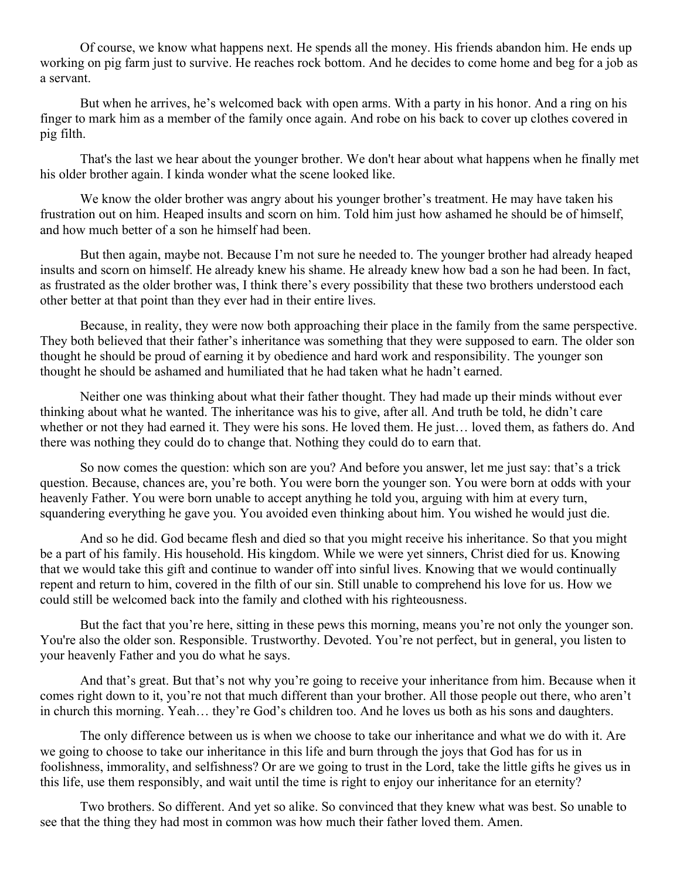Of course, we know what happens next. He spends all the money. His friends abandon him. He ends up working on pig farm just to survive. He reaches rock bottom. And he decides to come home and beg for a job as a servant.

But when he arrives, he's welcomed back with open arms. With a party in his honor. And a ring on his finger to mark him as a member of the family once again. And robe on his back to cover up clothes covered in pig filth.

That's the last we hear about the younger brother. We don't hear about what happens when he finally met his older brother again. I kinda wonder what the scene looked like.

We know the older brother was angry about his younger brother's treatment. He may have taken his frustration out on him. Heaped insults and scorn on him. Told him just how ashamed he should be of himself, and how much better of a son he himself had been.

But then again, maybe not. Because I'm not sure he needed to. The younger brother had already heaped insults and scorn on himself. He already knew his shame. He already knew how bad a son he had been. In fact, as frustrated as the older brother was, I think there's every possibility that these two brothers understood each other better at that point than they ever had in their entire lives.

Because, in reality, they were now both approaching their place in the family from the same perspective. They both believed that their father's inheritance was something that they were supposed to earn. The older son thought he should be proud of earning it by obedience and hard work and responsibility. The younger son thought he should be ashamed and humiliated that he had taken what he hadn't earned.

Neither one was thinking about what their father thought. They had made up their minds without ever thinking about what he wanted. The inheritance was his to give, after all. And truth be told, he didn't care whether or not they had earned it. They were his sons. He loved them. He just… loved them, as fathers do. And there was nothing they could do to change that. Nothing they could do to earn that.

So now comes the question: which son are you? And before you answer, let me just say: that's a trick question. Because, chances are, you're both. You were born the younger son. You were born at odds with your heavenly Father. You were born unable to accept anything he told you, arguing with him at every turn, squandering everything he gave you. You avoided even thinking about him. You wished he would just die.

And so he did. God became flesh and died so that you might receive his inheritance. So that you might be a part of his family. His household. His kingdom. While we were yet sinners, Christ died for us. Knowing that we would take this gift and continue to wander off into sinful lives. Knowing that we would continually repent and return to him, covered in the filth of our sin. Still unable to comprehend his love for us. How we could still be welcomed back into the family and clothed with his righteousness.

But the fact that you're here, sitting in these pews this morning, means you're not only the younger son. You're also the older son. Responsible. Trustworthy. Devoted. You're not perfect, but in general, you listen to your heavenly Father and you do what he says.

And that's great. But that's not why you're going to receive your inheritance from him. Because when it comes right down to it, you're not that much different than your brother. All those people out there, who aren't in church this morning. Yeah… they're God's children too. And he loves us both as his sons and daughters.

The only difference between us is when we choose to take our inheritance and what we do with it. Are we going to choose to take our inheritance in this life and burn through the joys that God has for us in foolishness, immorality, and selfishness? Or are we going to trust in the Lord, take the little gifts he gives us in this life, use them responsibly, and wait until the time is right to enjoy our inheritance for an eternity?

Two brothers. So different. And yet so alike. So convinced that they knew what was best. So unable to see that the thing they had most in common was how much their father loved them. Amen.